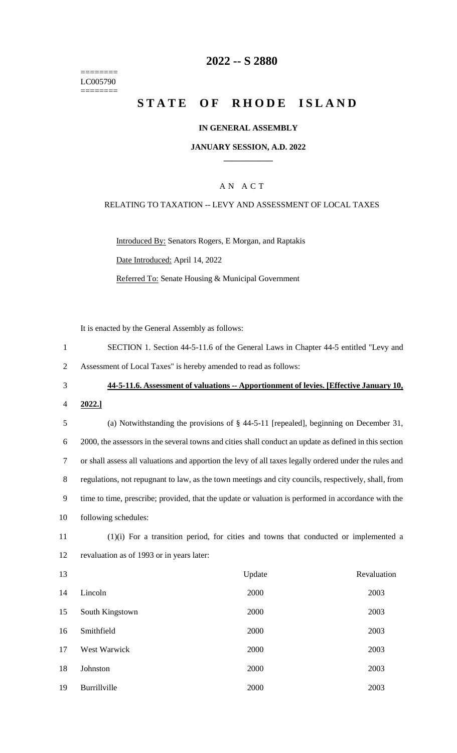========
LC005790
========

# 2022 -- S 2880

# STATE OF RHODE ISLAND

## IN GENERAL ASSEMBLY

### JANUARY SESSION, A.D. 2022

____________

A N A C T

RELATING TO TAXATION -- LEVY AND ASSESSMENT OF LOCAL TAXES

Introduced By: Senators Rogers, E Morgan, and Raptakis

Date Introduced: April 14, 2022

Referred To: Senate Housing & Municipal Government

It is enacted by the General Assembly as follows:

SECTION 1. Section 44-5-11.6 of the General Laws in Chapter 44-5 entitled "Levy and Assessment of Local Taxes" is hereby amended to read as follows:

**44-5-11.6. Assessment of valuations -- Apportionment of levies. [Effective January 10, 2022.]**

(a) Notwithstanding the provisions of § 44-5-11 [repealed], beginning on December 31, 2000, the assessors in the several towns and cities shall conduct an update as defined in this section or shall assess all valuations and apportion the levy of all taxes legally ordered under the rules and regulations, not repugnant to law, as the town meetings and city councils, respectively, shall, from time to time, prescribe; provided, that the update or valuation is performed in accordance with the following schedules:

(1)(i) For a transition period, for cities and towns that conducted or implemented a revaluation as of 1993 or in years later:

| | Update | Revaluation |
|---|---|---|
| Lincoln | 2000 | 2003 |
| South Kingstown | 2000 | 2003 |
| Smithfield | 2000 | 2003 |
| West Warwick | 2000 | 2003 |
| Johnston | 2000 | 2003 |
| Burrillville | 2000 | 2003 |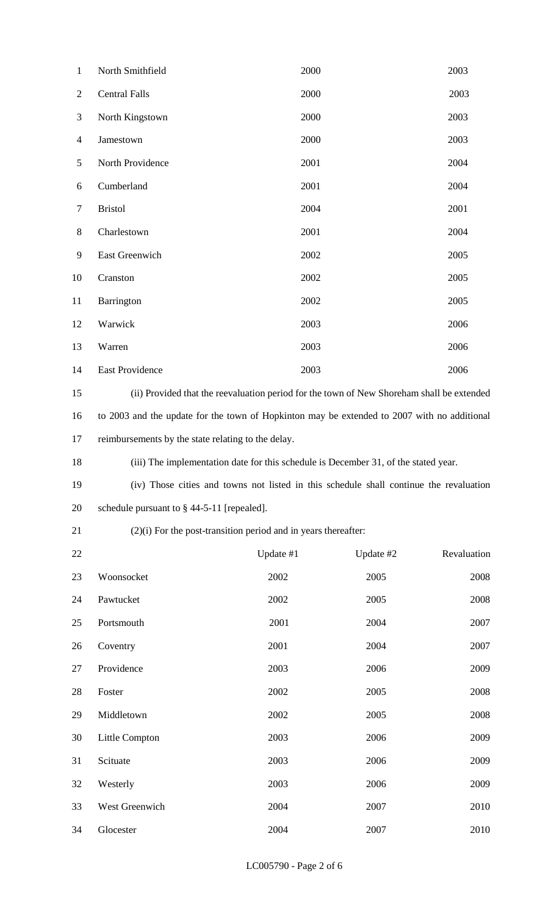| | | |
|---|---|---|
| North Smithfield | 2000 | 2003 |
| Central Falls | 2000 | 2003 |
| North Kingstown | 2000 | 2003 |
| Jamestown | 2000 | 2003 |
| North Providence | 2001 | 2004 |
| Cumberland | 2001 | 2004 |
| Bristol | 2004 | 2001 |
| Charlestown | 2001 | 2004 |
| East Greenwich | 2002 | 2005 |
| Cranston | 2002 | 2005 |
| Barrington | 2002 | 2005 |
| Warwick | 2003 | 2006 |
| Warren | 2003 | 2006 |
| East Providence | 2003 | 2006 |

(ii) Provided that the reevaluation period for the town of New Shoreham shall be extended to 2003 and the update for the town of Hopkinton may be extended to 2007 with no additional reimbursements by the state relating to the delay.

(iii) The implementation date for this schedule is December 31, of the stated year.

(iv) Those cities and towns not listed in this schedule shall continue the revaluation schedule pursuant to § 44-5-11 [repealed].

(2)(i) For the post-transition period and in years thereafter:

| | Update #1 | Update #2 | Revaluation |
|---|---|---|---|
| Woonsocket | 2002 | 2005 | 2008 |
| Pawtucket | 2002 | 2005 | 2008 |
| Portsmouth | 2001 | 2004 | 2007 |
| Coventry | 2001 | 2004 | 2007 |
| Providence | 2003 | 2006 | 2009 |
| Foster | 2002 | 2005 | 2008 |
| Middletown | 2002 | 2005 | 2008 |
| Little Compton | 2003 | 2006 | 2009 |
| Scituate | 2003 | 2006 | 2009 |
| Westerly | 2003 | 2006 | 2009 |
| West Greenwich | 2004 | 2007 | 2010 |
| Glocester | 2004 | 2007 | 2010 |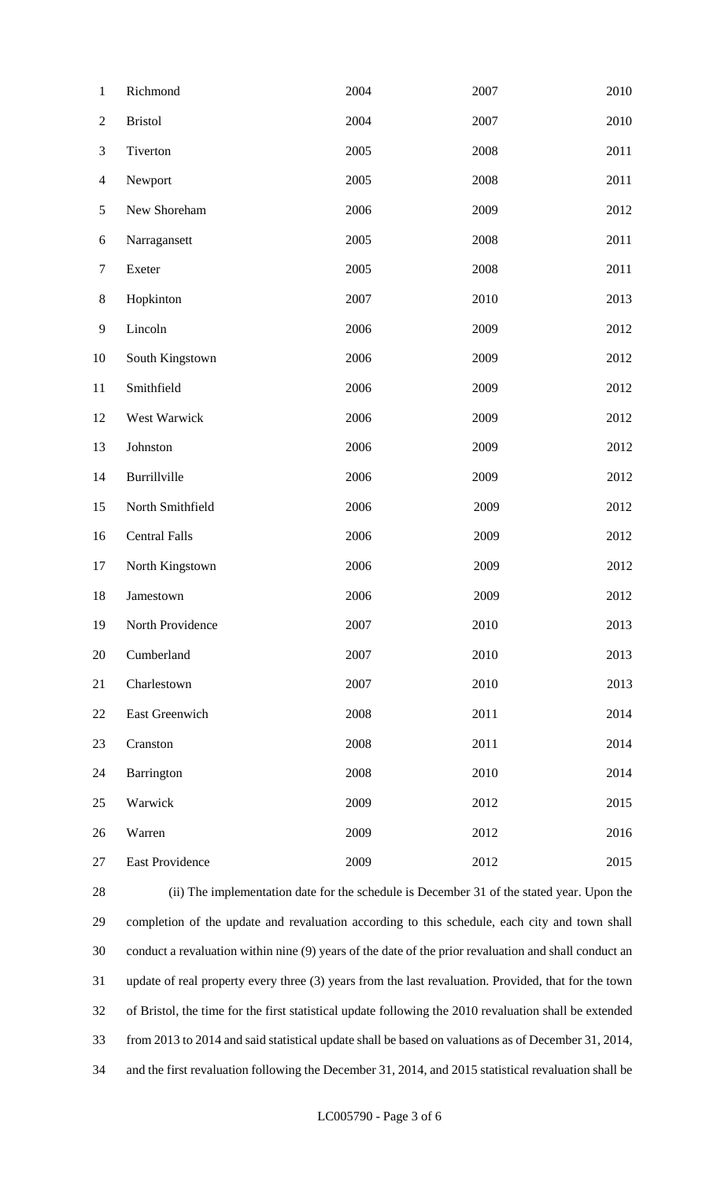| | | | |
|---|---|---|---|
| Richmond | 2004 | 2007 | 2010 |
| Bristol | 2004 | 2007 | 2010 |
| Tiverton | 2005 | 2008 | 2011 |
| Newport | 2005 | 2008 | 2011 |
| New Shoreham | 2006 | 2009 | 2012 |
| Narragansett | 2005 | 2008 | 2011 |
| Exeter | 2005 | 2008 | 2011 |
| Hopkinton | 2007 | 2010 | 2013 |
| Lincoln | 2006 | 2009 | 2012 |
| South Kingstown | 2006 | 2009 | 2012 |
| Smithfield | 2006 | 2009 | 2012 |
| West Warwick | 2006 | 2009 | 2012 |
| Johnston | 2006 | 2009 | 2012 |
| Burrillville | 2006 | 2009 | 2012 |
| North Smithfield | 2006 | 2009 | 2012 |
| Central Falls | 2006 | 2009 | 2012 |
| North Kingstown | 2006 | 2009 | 2012 |
| Jamestown | 2006 | 2009 | 2012 |
| North Providence | 2007 | 2010 | 2013 |
| Cumberland | 2007 | 2010 | 2013 |
| Charlestown | 2007 | 2010 | 2013 |
| East Greenwich | 2008 | 2011 | 2014 |
| Cranston | 2008 | 2011 | 2014 |
| Barrington | 2008 | 2010 | 2014 |
| Warwick | 2009 | 2012 | 2015 |
| Warren | 2009 | 2012 | 2016 |
| East Providence | 2009 | 2012 | 2015 |

(ii) The implementation date for the schedule is December 31 of the stated year. Upon the completion of the update and revaluation according to this schedule, each city and town shall conduct a revaluation within nine (9) years of the date of the prior revaluation and shall conduct an update of real property every three (3) years from the last revaluation. Provided, that for the town of Bristol, the time for the first statistical update following the 2010 revaluation shall be extended from 2013 to 2014 and said statistical update shall be based on valuations as of December 31, 2014, and the first revaluation following the December 31, 2014, and 2015 statistical revaluation shall be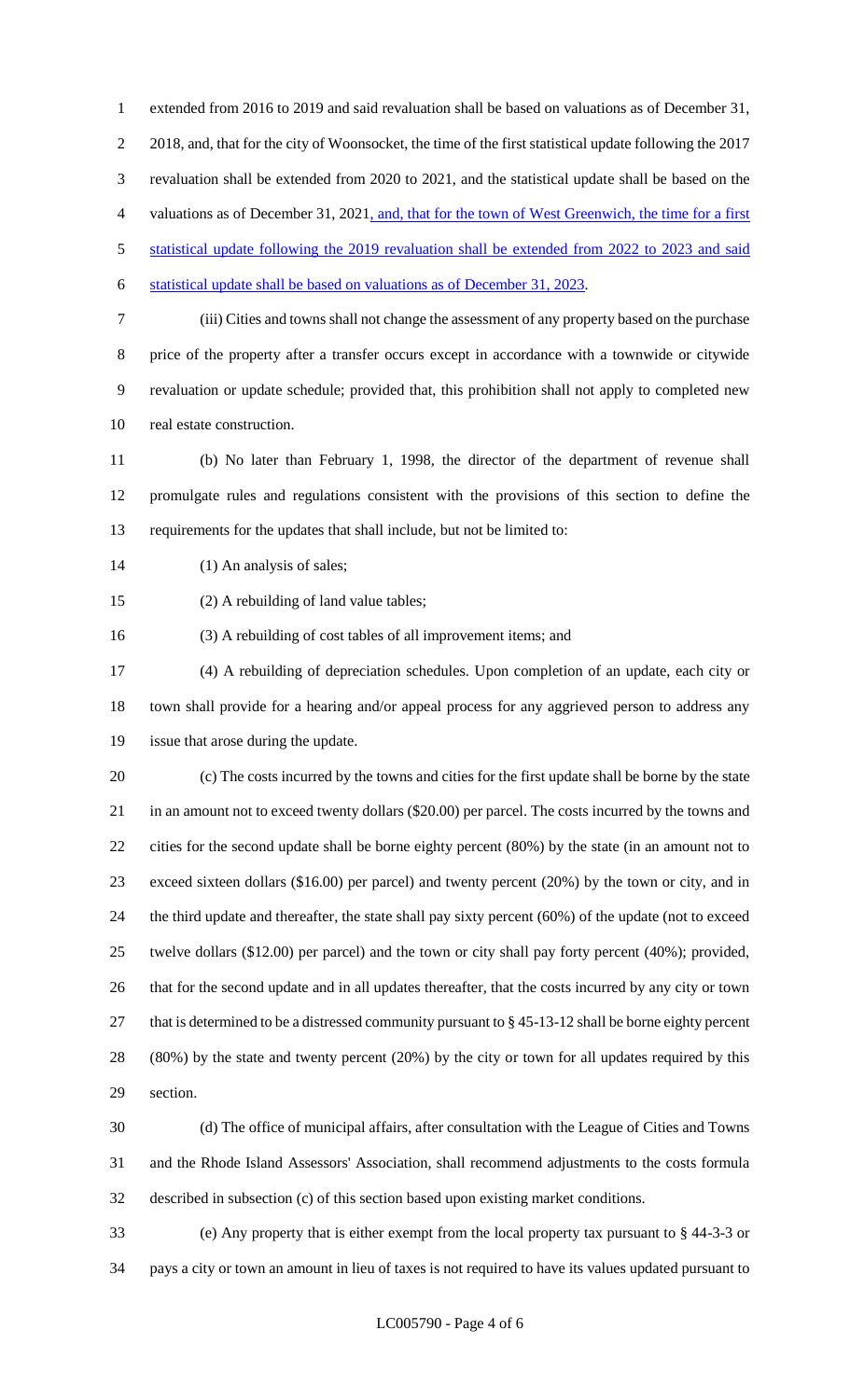extended from 2016 to 2019 and said revaluation shall be based on valuations as of December 31, 2018, and, that for the city of Woonsocket, the time of the first statistical update following the 2017 revaluation shall be extended from 2020 to 2021, and the statistical update shall be based on the valuations as of December 31, 2021, and, that for the town of West Greenwich, the time for a first statistical update following the 2019 revaluation shall be extended from 2022 to 2023 and said statistical update shall be based on valuations as of December 31, 2023.

(iii) Cities and towns shall not change the assessment of any property based on the purchase price of the property after a transfer occurs except in accordance with a townwide or citywide revaluation or update schedule; provided that, this prohibition shall not apply to completed new real estate construction.

(b) No later than February 1, 1998, the director of the department of revenue shall promulgate rules and regulations consistent with the provisions of this section to define the requirements for the updates that shall include, but not be limited to:

(1) An analysis of sales;

(2) A rebuilding of land value tables;

(3) A rebuilding of cost tables of all improvement items; and

(4) A rebuilding of depreciation schedules. Upon completion of an update, each city or town shall provide for a hearing and/or appeal process for any aggrieved person to address any issue that arose during the update.

(c) The costs incurred by the towns and cities for the first update shall be borne by the state in an amount not to exceed twenty dollars ($20.00) per parcel. The costs incurred by the towns and cities for the second update shall be borne eighty percent (80%) by the state (in an amount not to exceed sixteen dollars ($16.00) per parcel) and twenty percent (20%) by the town or city, and in the third update and thereafter, the state shall pay sixty percent (60%) of the update (not to exceed twelve dollars ($12.00) per parcel) and the town or city shall pay forty percent (40%); provided, that for the second update and in all updates thereafter, that the costs incurred by any city or town that is determined to be a distressed community pursuant to § 45-13-12 shall be borne eighty percent (80%) by the state and twenty percent (20%) by the city or town for all updates required by this section.

(d) The office of municipal affairs, after consultation with the League of Cities and Towns and the Rhode Island Assessors' Association, shall recommend adjustments to the costs formula described in subsection (c) of this section based upon existing market conditions.

(e) Any property that is either exempt from the local property tax pursuant to § 44-3-3 or pays a city or town an amount in lieu of taxes is not required to have its values updated pursuant to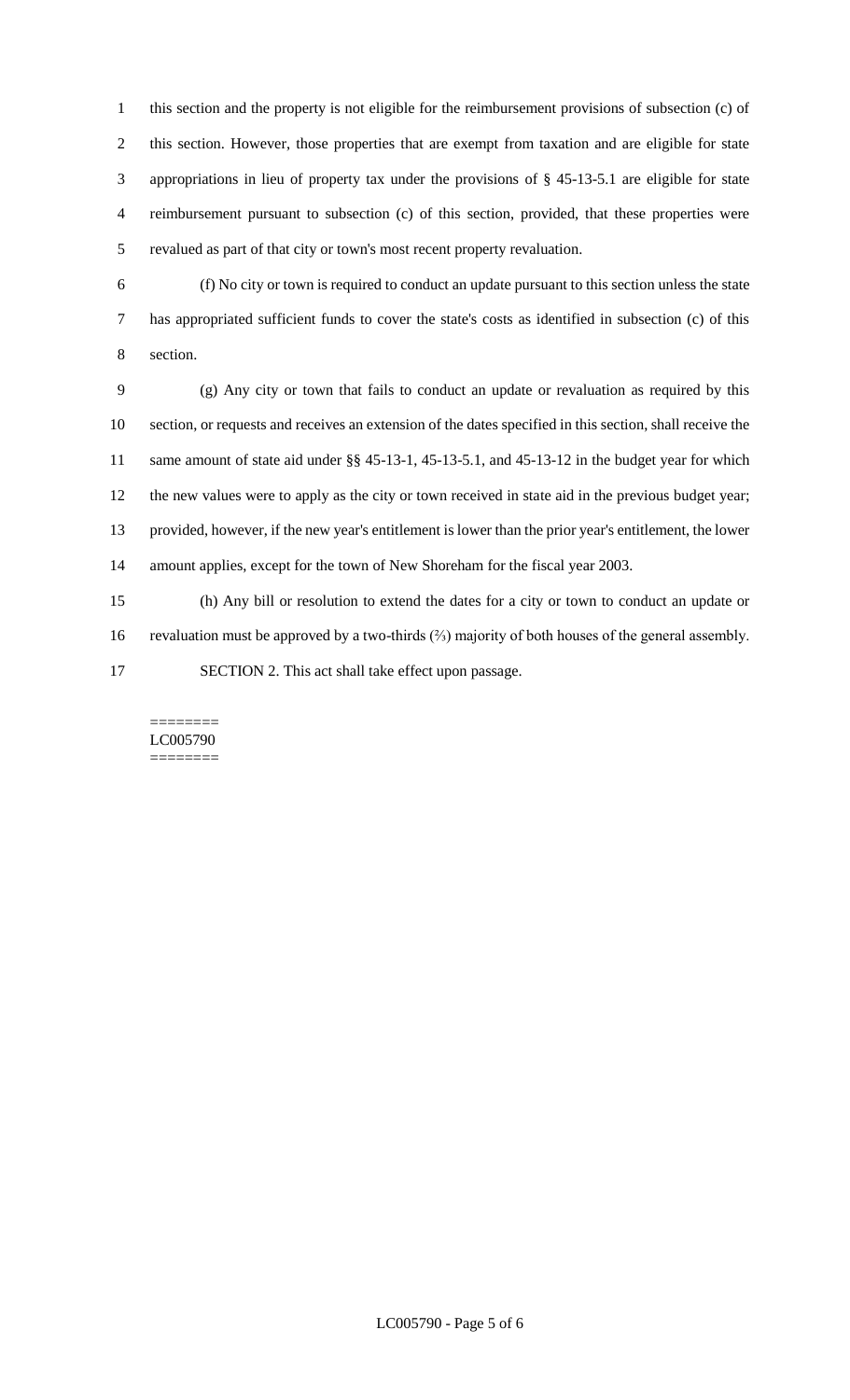this section and the property is not eligible for the reimbursement provisions of subsection (c) of this section. However, those properties that are exempt from taxation and are eligible for state appropriations in lieu of property tax under the provisions of § 45-13-5.1 are eligible for state reimbursement pursuant to subsection (c) of this section, provided, that these properties were revalued as part of that city or town's most recent property revaluation.

(f) No city or town is required to conduct an update pursuant to this section unless the state has appropriated sufficient funds to cover the state's costs as identified in subsection (c) of this section.

(g) Any city or town that fails to conduct an update or revaluation as required by this section, or requests and receives an extension of the dates specified in this section, shall receive the same amount of state aid under §§ 45-13-1, 45-13-5.1, and 45-13-12 in the budget year for which the new values were to apply as the city or town received in state aid in the previous budget year; provided, however, if the new year's entitlement is lower than the prior year's entitlement, the lower amount applies, except for the town of New Shoreham for the fiscal year 2003.

(h) Any bill or resolution to extend the dates for a city or town to conduct an update or revaluation must be approved by a two-thirds (⅔) majority of both houses of the general assembly.

SECTION 2. This act shall take effect upon passage.

========
LC005790
========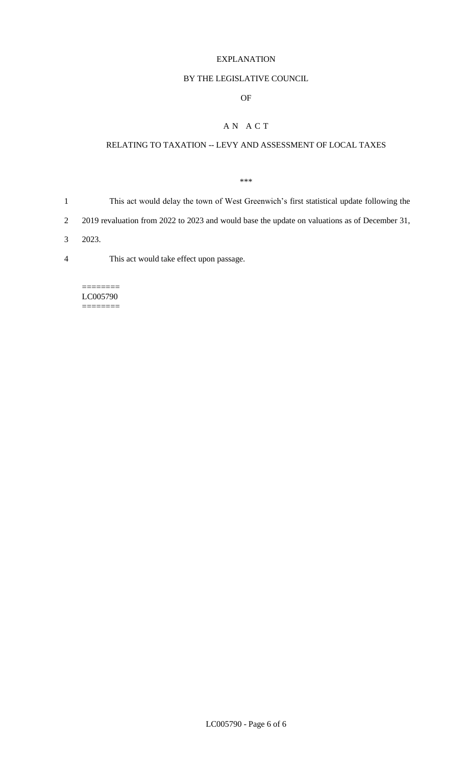EXPLANATION

BY THE LEGISLATIVE COUNCIL

OF

A N A C T

RELATING TO TAXATION -- LEVY AND ASSESSMENT OF LOCAL TAXES

\*\*\*

1 This act would delay the town of West Greenwich's first statistical update following the 2 2019 revaluation from 2022 to 2023 and would base the update on valuations as of December 31, 3 2023.

4 This act would take effect upon passage.

========
LC005790
========